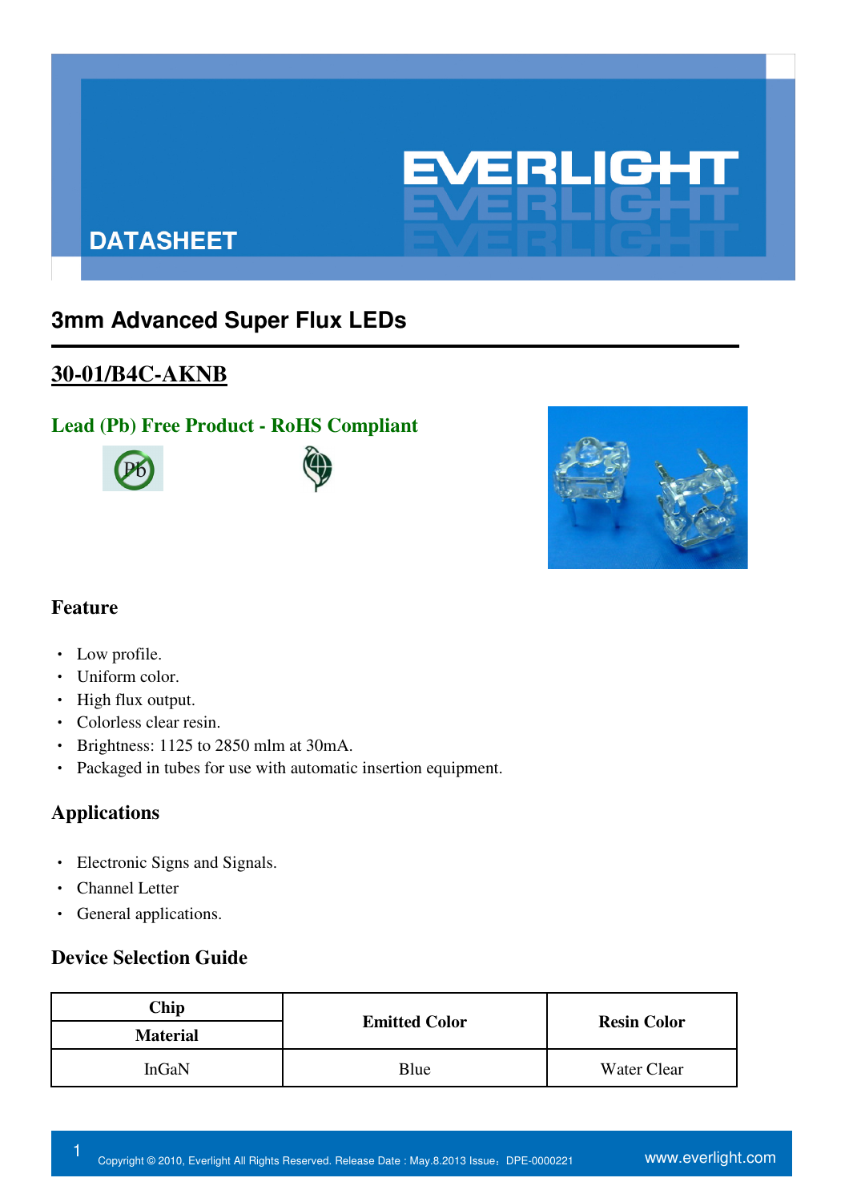DATASHEET

# 3mm Advanced Super Flux LEDs

## 30-01/B4C-AKNB

**Lead (Pb) Free Product - RoHS Compliant**

### Feature

- Low profile.
- Uniform color.
- High flux output.
- Colorless clear resin.
- Brightness: 1125 to 2850 mlm at 30mA.
- Packaged in tubes for use with automatic insertion equipment.

### Applications

- Electronic Signs and Signals.
- Channel Letter
- General applications.

### Device Selection Guide

| Chip Material | Emitted Color | Resin Color |
|---|---|---|
| InGaN | Blue | Water Clear |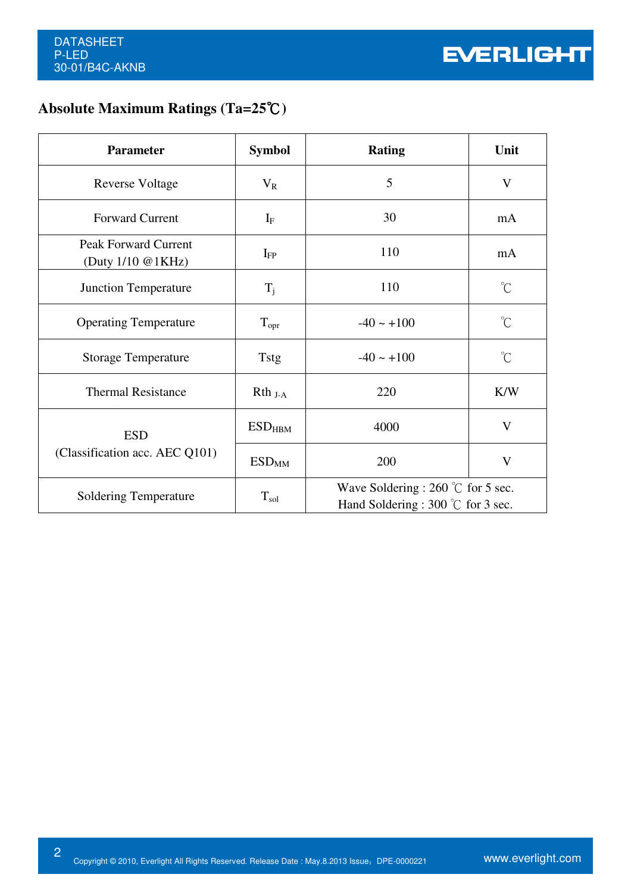## Absolute Maximum Ratings (Ta=25℃)

| Parameter | Symbol | Rating | Unit |
|---|---|---|---|
| Reverse Voltage | $V_R$ | 5 | V |
| Forward Current | $I_F$ | 30 | mA |
| Peak Forward Current (Duty 1/10 @1KHz) | $I_{FP}$ | 110 | mA |
| Junction Temperature | $T_j$ | 110 | ℃ |
| Operating Temperature | $T_{opr}$ | -40 ~ +100 | ℃ |
| Storage Temperature | Tstg | -40 ~ +100 | ℃ |
| Thermal Resistance | $Rth_{J\text{-}A}$ | 220 | K/W |
| ESD (Classification acc. AEC Q101) | $ESD_{HBM}$ | 4000 | V |
| | $ESD_{MM}$ | 200 | V |
| Soldering Temperature | $T_{sol}$ | Wave Soldering : 260 ℃ for 5 sec. Hand Soldering : 300 ℃ for 3 sec. | |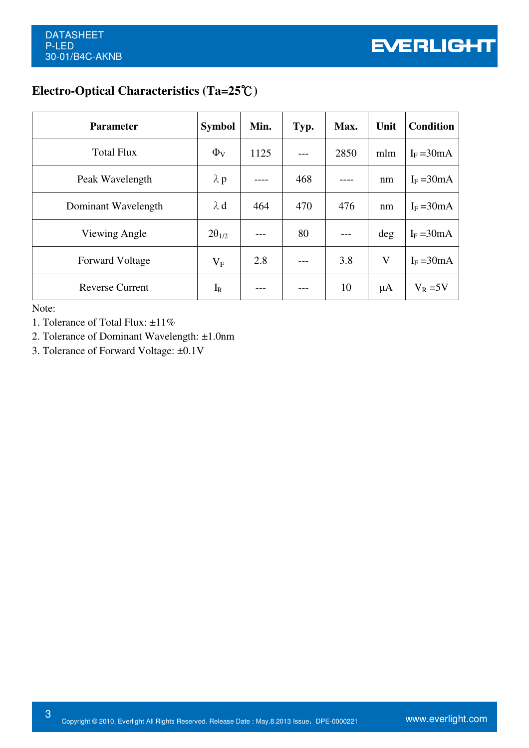## Electro-Optical Characteristics (Ta=25℃)

| Parameter | Symbol | Min. | Typ. | Max. | Unit | Condition |
|---|---|---|---|---|---|---|
| Total Flux | $\Phi_V$ | 1125 | --- | 2850 | mlm | $I_F$ =30mA |
| Peak Wavelength | $\lambda$ p | ---- | 468 | ---- | nm | $I_F$ =30mA |
| Dominant Wavelength | $\lambda$ d | 464 | 470 | 476 | nm | $I_F$ =30mA |
| Viewing Angle | $2\theta_{1/2}$ | --- | 80 | --- | deg | $I_F$ =30mA |
| Forward Voltage | $V_F$ | 2.8 | --- | 3.8 | V | $I_F$ =30mA |
| Reverse Current | $I_R$ | --- | --- | 10 | μA | $V_R$ =5V |

Note:

1. Tolerance of Total Flux: ±11%
2. Tolerance of Dominant Wavelength: ±1.0nm
3. Tolerance of Forward Voltage: ±0.1V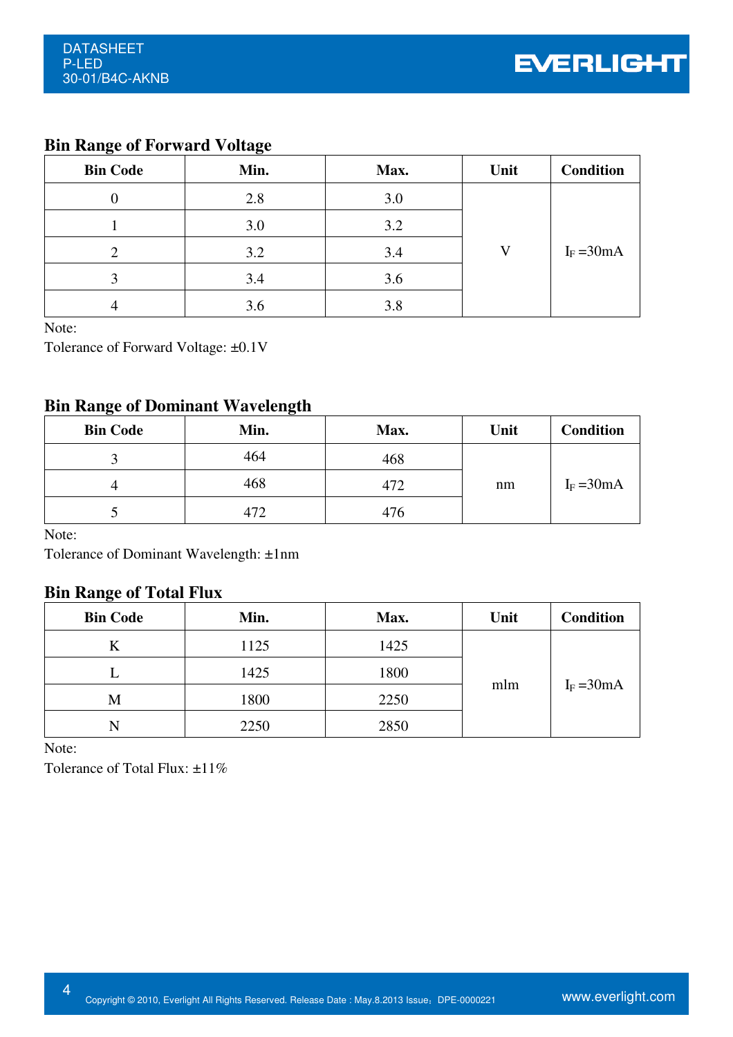## Bin Range of Forward Voltage

| Bin Code | Min. | Max. | Unit | Condition |
|---|---|---|---|---|
| 0 | 2.8 | 3.0 | V | $I_F$ =30mA |
| 1 | 3.0 | 3.2 | | |
| 2 | 3.2 | 3.4 | | |
| 3 | 3.4 | 3.6 | | |
| 4 | 3.6 | 3.8 | | |

Note:
Tolerance of Forward Voltage: ±0.1V

## Bin Range of Dominant Wavelength

| Bin Code | Min. | Max. | Unit | Condition |
|---|---|---|---|---|
| 3 | 464 | 468 | nm | $I_F$ =30mA |
| 4 | 468 | 472 | | |
| 5 | 472 | 476 | | |

Note:
Tolerance of Dominant Wavelength: ±1nm

## Bin Range of Total Flux

| Bin Code | Min. | Max. | Unit | Condition |
|---|---|---|---|---|
| K | 1125 | 1425 | mlm | $I_F$ =30mA |
| L | 1425 | 1800 | | |
| M | 1800 | 2250 | | |
| N | 2250 | 2850 | | |

Note:
Tolerance of Total Flux: ±11%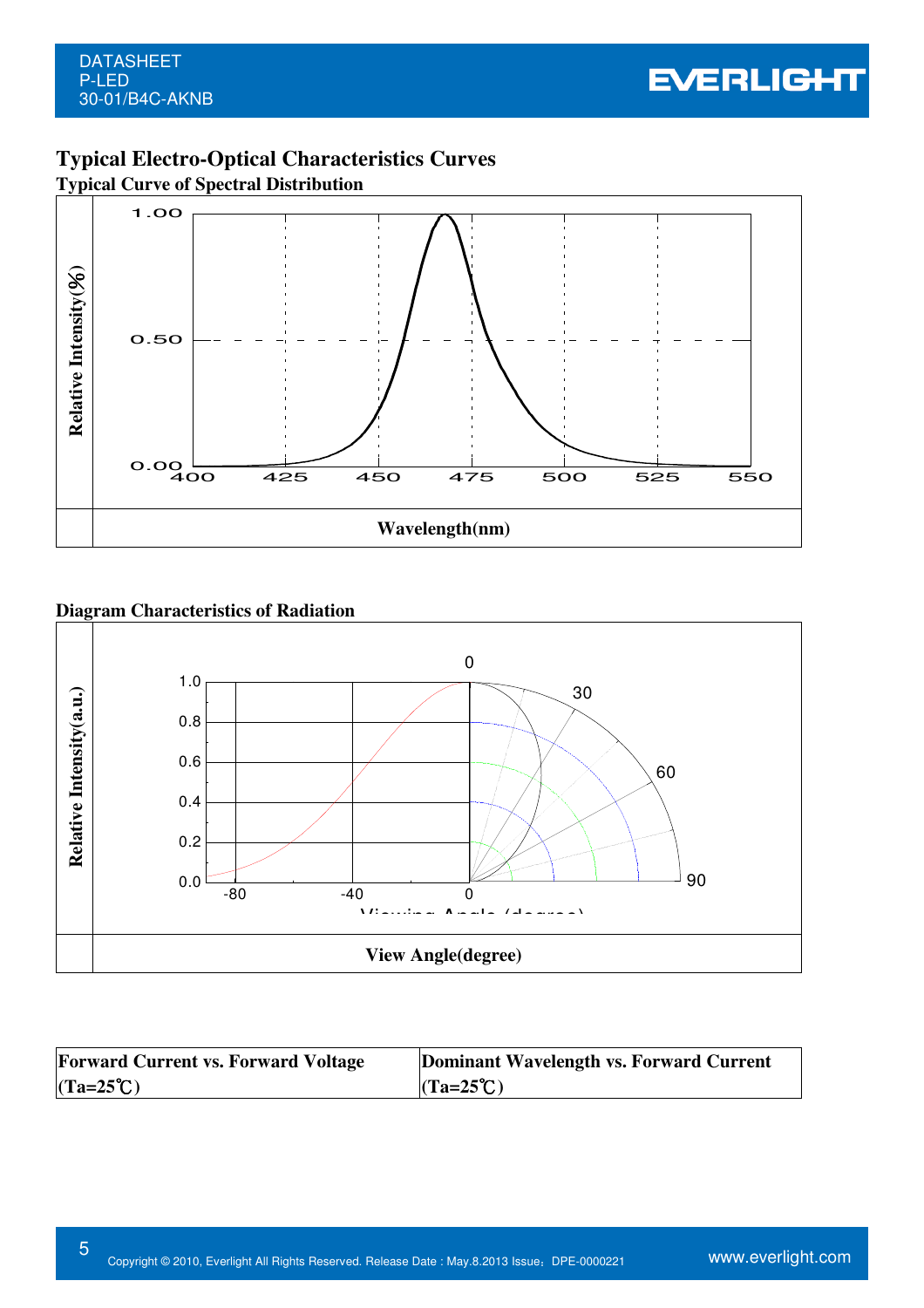## Typical Electro-Optical Characteristics Curves

### Typical Curve of Spectral Distribution

| Relative Intensity(%) | |
|---|---|
| | Wavelength(nm) |

### Diagram Characteristics of Radiation

| Relative Intensity(a.u.) | |
|---|---|
| | View Angle(degree) |

| Forward Current vs. Forward Voltage (Ta=25℃) | Dominant Wavelength vs. Forward Current (Ta=25℃) |
|---|---|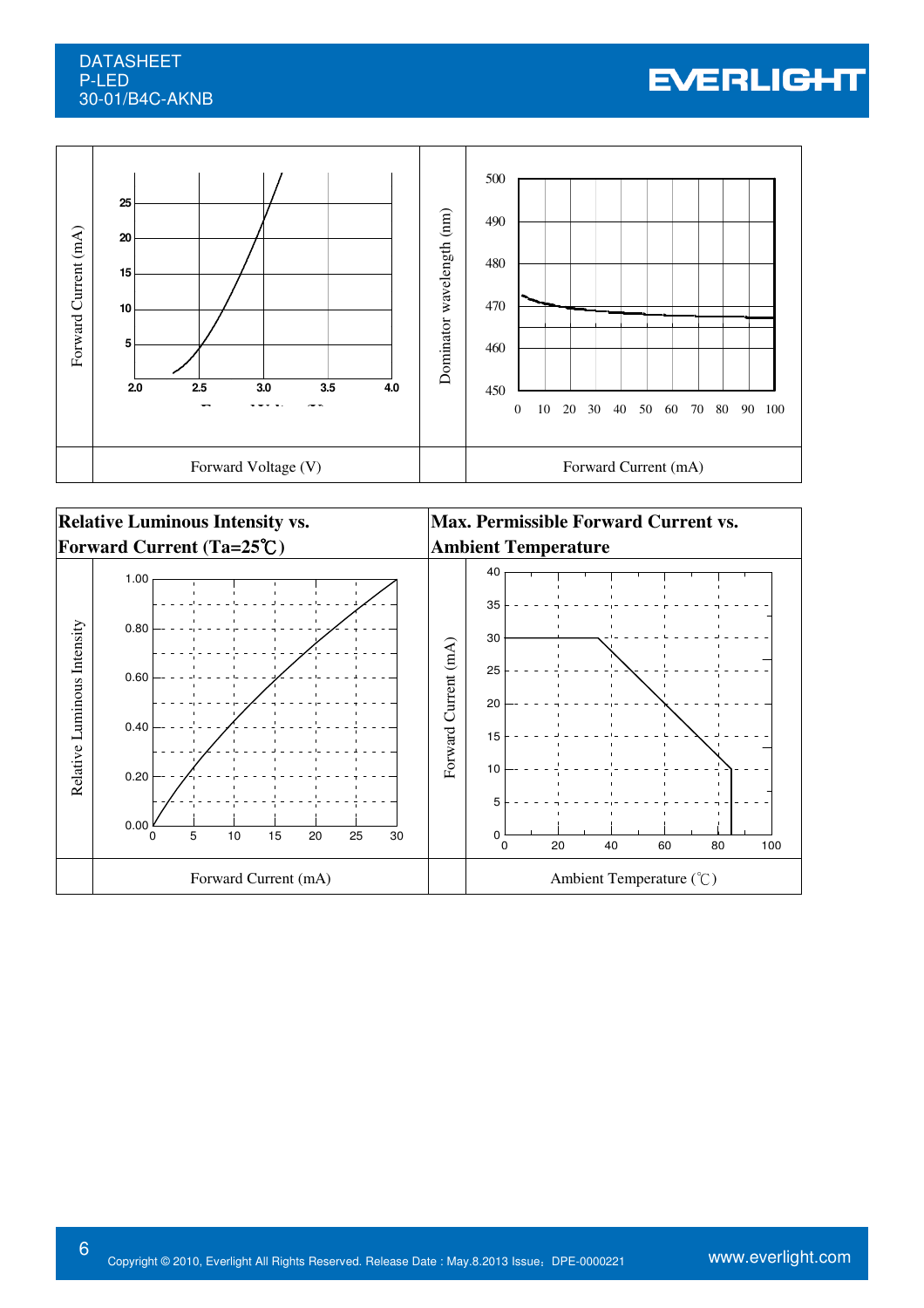Forward Voltage (V)

Forward Current (mA)

**Relative Luminous Intensity vs. Forward Current (Ta=25℃)**

Forward Current (mA)

**Max. Permissible Forward Current vs. Ambient Temperature**

Ambient Temperature (℃)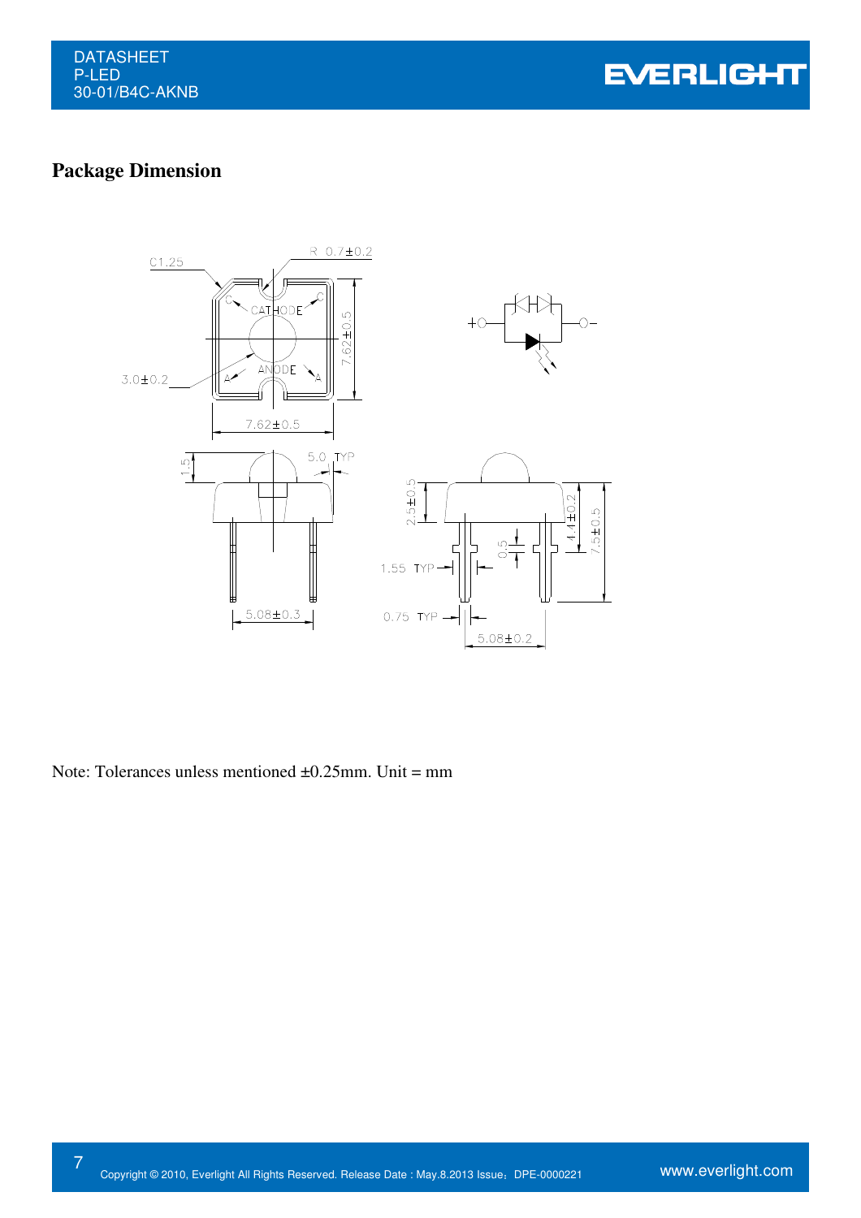## Package Dimension

Note: Tolerances unless mentioned ±0.25mm. Unit = mm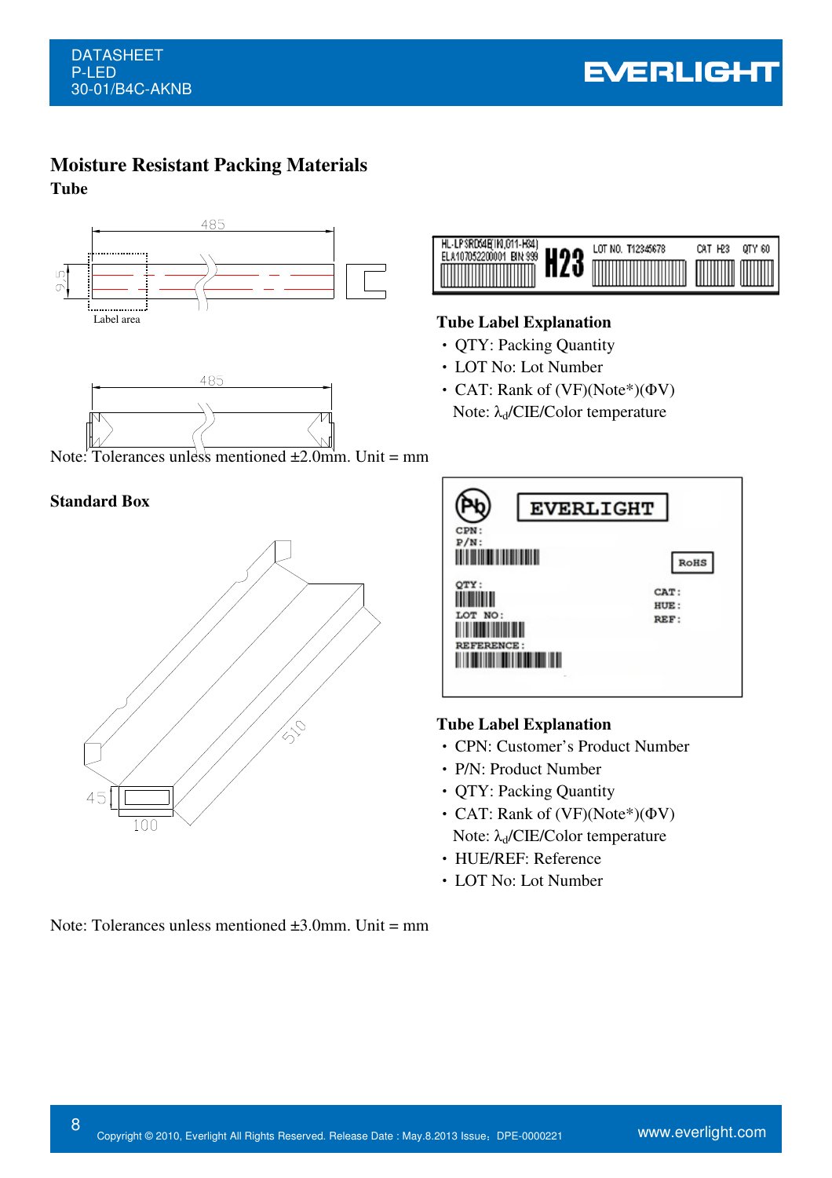## Moisture Resistant Packing Materials

### Tube

Note: Tolerances unless mentioned ±2.0mm. Unit = mm

### Tube Label Explanation

- QTY: Packing Quantity
- LOT No: Lot Number
- CAT: Rank of (VF)(Note*)(ΦV)

  Note: $\lambda_d$/CIE/Color temperature

### Standard Box

Note: Tolerances unless mentioned ±3.0mm. Unit = mm

### Tube Label Explanation

- CPN: Customer's Product Number
- P/N: Product Number
- QTY: Packing Quantity
- CAT: Rank of (VF)(Note*)(ΦV)

  Note: $\lambda_d$/CIE/Color temperature
- HUE/REF: Reference
- LOT No: Lot Number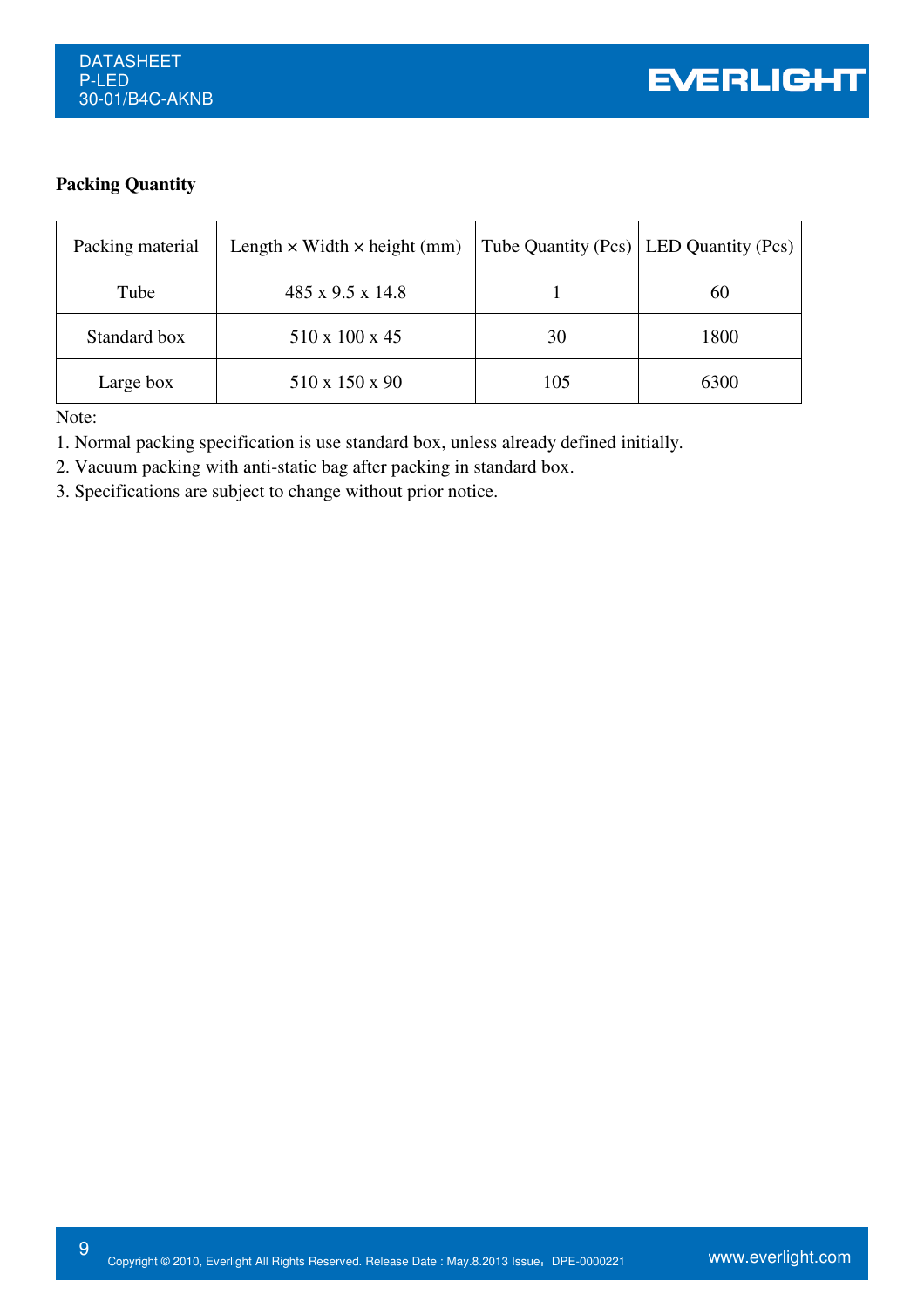### Packing Quantity

| Packing material | Length × Width × height (mm) | Tube Quantity (Pcs) | LED Quantity (Pcs) |
|---|---|---|---|
| Tube | 485 x 9.5 x 14.8 | 1 | 60 |
| Standard box | 510 x 100 x 45 | 30 | 1800 |
| Large box | 510 x 150 x 90 | 105 | 6300 |

Note:

1. Normal packing specification is use standard box, unless already defined initially.
2. Vacuum packing with anti-static bag after packing in standard box.
3. Specifications are subject to change without prior notice.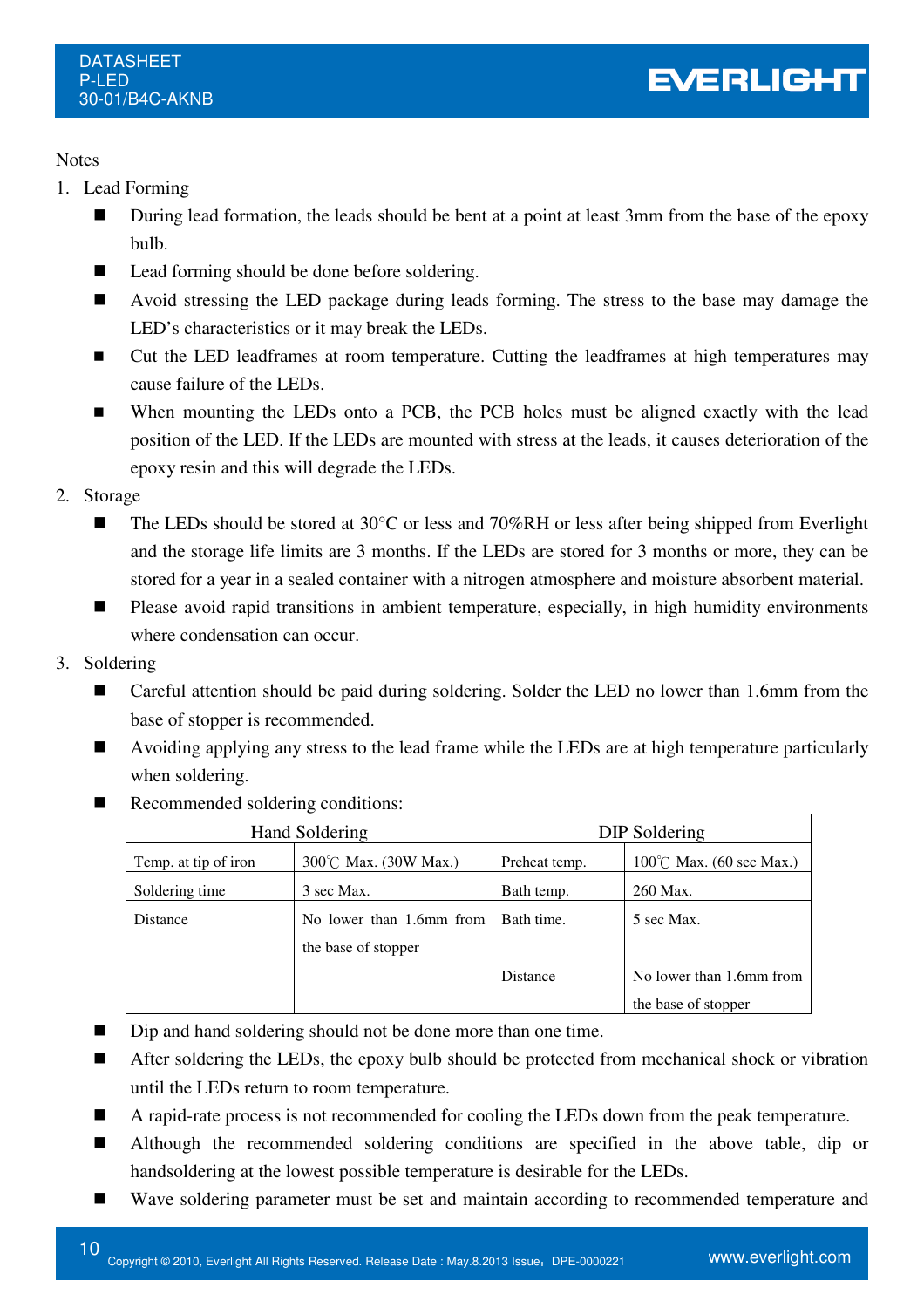Notes

1. Lead Forming
   - During lead formation, the leads should be bent at a point at least 3mm from the base of the epoxy bulb.
   - Lead forming should be done before soldering.
   - Avoid stressing the LED package during leads forming. The stress to the base may damage the LED's characteristics or it may break the LEDs.
   - Cut the LED leadframes at room temperature. Cutting the leadframes at high temperatures may cause failure of the LEDs.
   - When mounting the LEDs onto a PCB, the PCB holes must be aligned exactly with the lead position of the LED. If the LEDs are mounted with stress at the leads, it causes deterioration of the epoxy resin and this will degrade the LEDs.
2. Storage
   - The LEDs should be stored at 30°C or less and 70%RH or less after being shipped from Everlight and the storage life limits are 3 months. If the LEDs are stored for 3 months or more, they can be stored for a year in a sealed container with a nitrogen atmosphere and moisture absorbent material.
   - Please avoid rapid transitions in ambient temperature, especially, in high humidity environments where condensation can occur.
3. Soldering
   - Careful attention should be paid during soldering. Solder the LED no lower than 1.6mm from the base of stopper is recommended.
   - Avoiding applying any stress to the lead frame while the LEDs are at high temperature particularly when soldering.
   - Recommended soldering conditions:

| Hand Soldering | | DIP Soldering | |
|---|---|---|---|
| Temp. at tip of iron | 300℃ Max. (30W Max.) | Preheat temp. | 100℃ Max. (60 sec Max.) |
| Soldering time | 3 sec Max. | Bath temp. | 260 Max. |
| Distance | No lower than 1.6mm from the base of stopper | Bath time. | 5 sec Max. |
| | | Distance | No lower than 1.6mm from the base of stopper |

   - Dip and hand soldering should not be done more than one time.
   - After soldering the LEDs, the epoxy bulb should be protected from mechanical shock or vibration until the LEDs return to room temperature.
   - A rapid-rate process is not recommended for cooling the LEDs down from the peak temperature.
   - Although the recommended soldering conditions are specified in the above table, dip or handsoldering at the lowest possible temperature is desirable for the LEDs.
   - Wave soldering parameter must be set and maintain according to recommended temperature and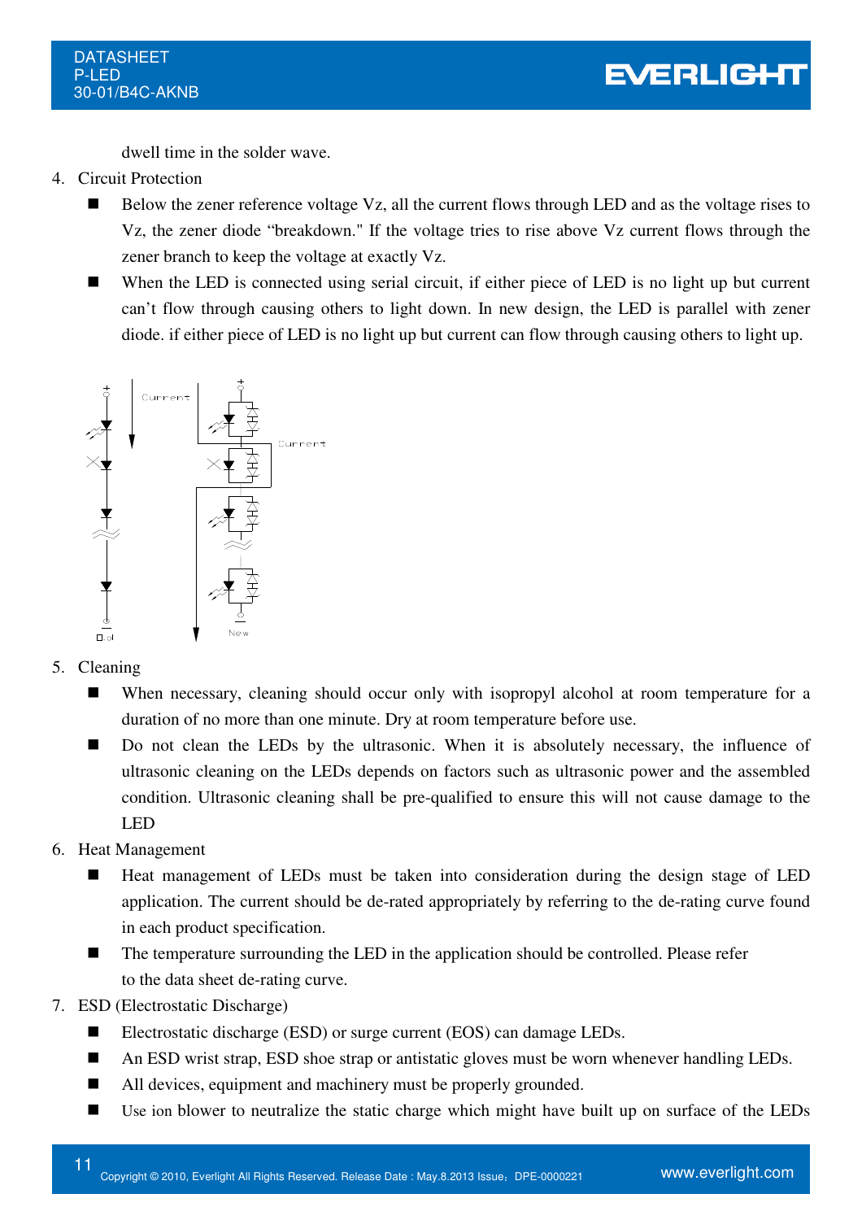dwell time in the solder wave.

4. Circuit Protection
   - Below the zener reference voltage Vz, all the current flows through LED and as the voltage rises to Vz, the zener diode "breakdown." If the voltage tries to rise above Vz current flows through the zener branch to keep the voltage at exactly Vz.
   - When the LED is connected using serial circuit, if either piece of LED is no light up but current can't flow through causing others to light down. In new design, the LED is parallel with zener diode. if either piece of LED is no light up but current can flow through causing others to light up.

5. Cleaning
   - When necessary, cleaning should occur only with isopropyl alcohol at room temperature for a duration of no more than one minute. Dry at room temperature before use.
   - Do not clean the LEDs by the ultrasonic. When it is absolutely necessary, the influence of ultrasonic cleaning on the LEDs depends on factors such as ultrasonic power and the assembled condition. Ultrasonic cleaning shall be pre-qualified to ensure this will not cause damage to the LED

6. Heat Management
   - Heat management of LEDs must be taken into consideration during the design stage of LED application. The current should be de-rated appropriately by referring to the de-rating curve found in each product specification.
   - The temperature surrounding the LED in the application should be controlled. Please refer to the data sheet de-rating curve.

7. ESD (Electrostatic Discharge)
   - Electrostatic discharge (ESD) or surge current (EOS) can damage LEDs.
   - An ESD wrist strap, ESD shoe strap or antistatic gloves must be worn whenever handling LEDs.
   - All devices, equipment and machinery must be properly grounded.
   - Use ion blower to neutralize the static charge which might have built up on surface of the LEDs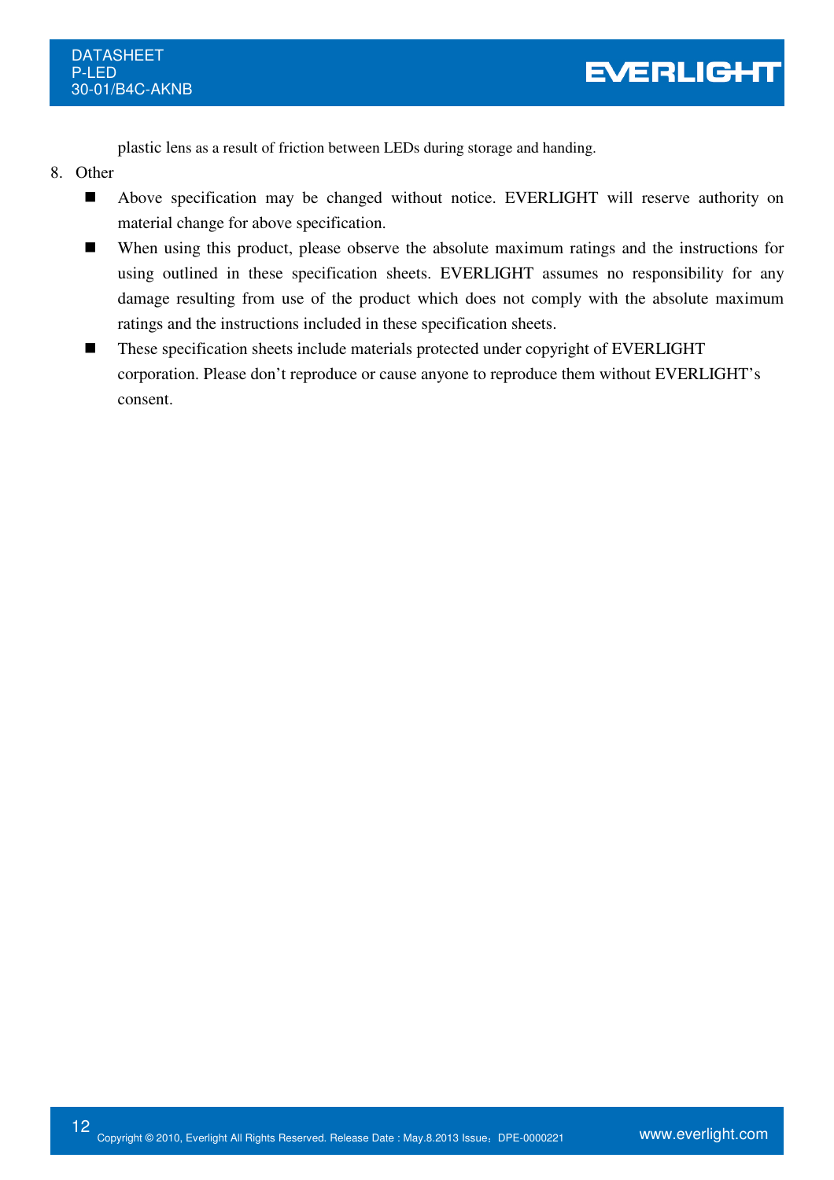plastic lens as a result of friction between LEDs during storage and handing.

8. Other

- Above specification may be changed without notice. EVERLIGHT will reserve authority on material change for above specification.
- When using this product, please observe the absolute maximum ratings and the instructions for using outlined in these specification sheets. EVERLIGHT assumes no responsibility for any damage resulting from use of the product which does not comply with the absolute maximum ratings and the instructions included in these specification sheets.
- These specification sheets include materials protected under copyright of EVERLIGHT corporation. Please don't reproduce or cause anyone to reproduce them without EVERLIGHT's consent.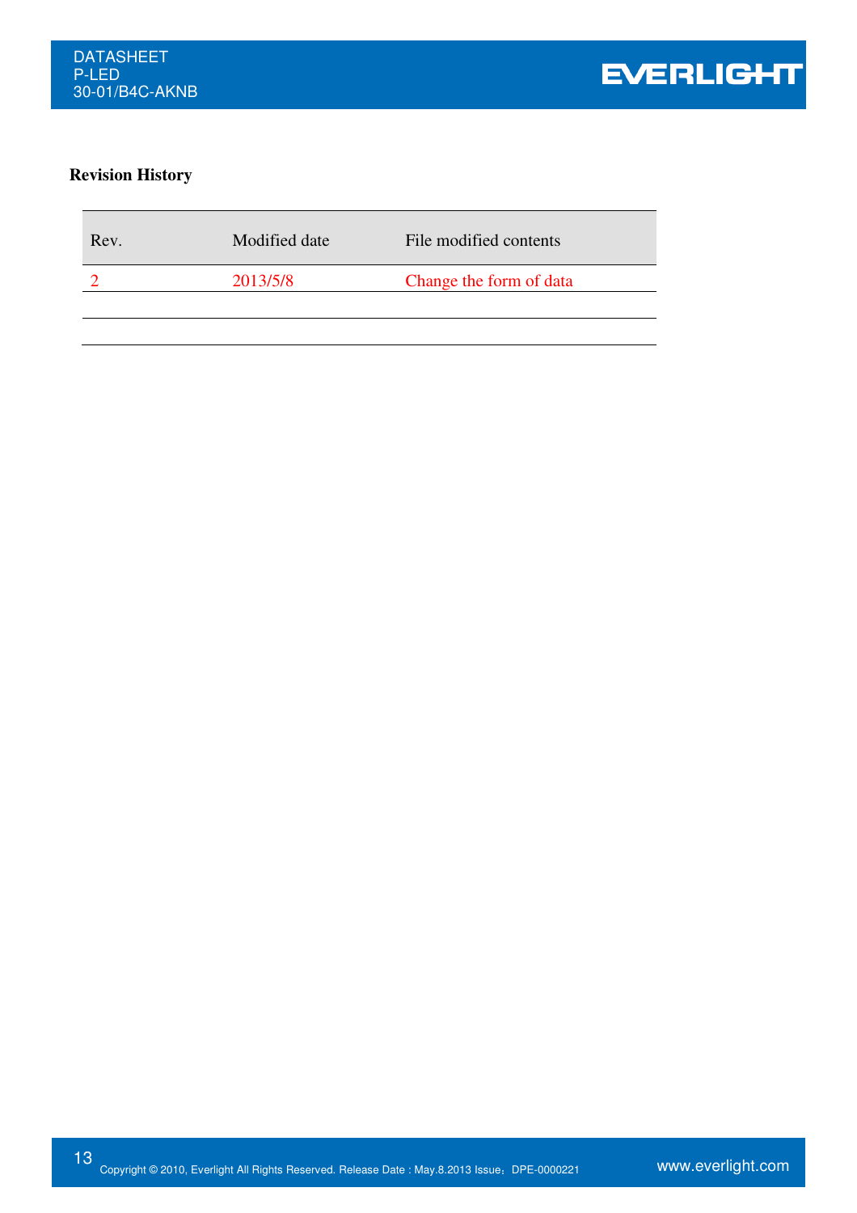**Revision History**

| Rev. | Modified date | File modified contents |
| --- | --- | --- |
| 2 | 2013/5/8 | Change the form of data |
| | | |
| | | |